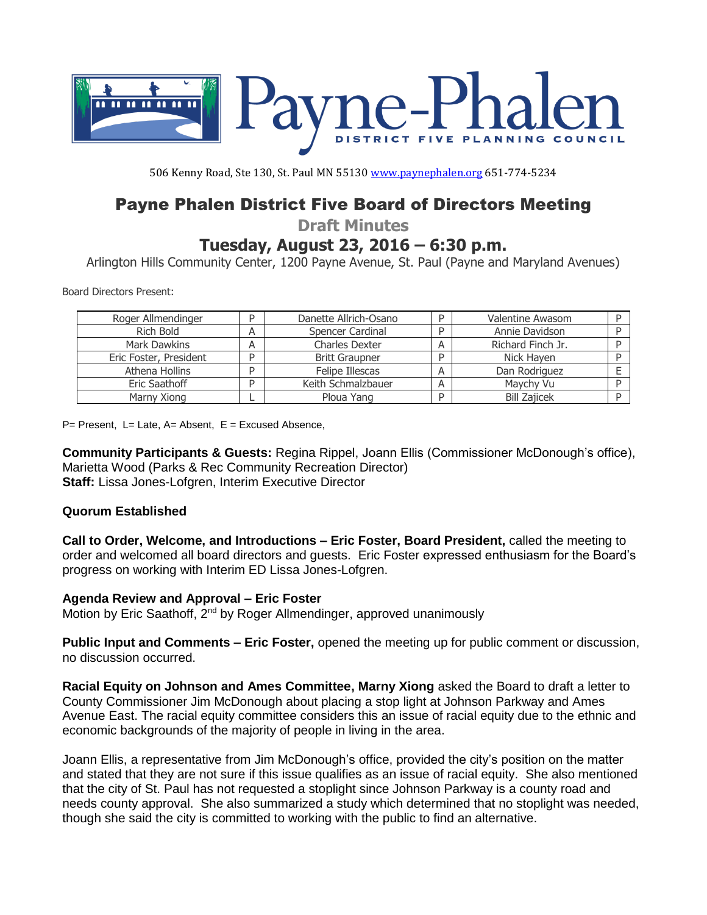# Payne-Phalen

DISTRICT FIVE PLANNING COUNCIL

506 Kenny Road, Ste 130, St. Paul MN 55130 www.paynephalen.org 651-774-5234

## Payne Phalen District Five Board of Directors Meeting

### Draft Minutes

### Tuesday, August 23, 2016 – 6:30 p.m.

Arlington Hills Community Center, 1200 Payne Avenue, St. Paul (Payne and Maryland Avenues)

Board Directors Present:

| Name | | Name | | Name | |
|---|---|---|---|---|---|
| Roger Allmendinger | P | Danette Allrich-Osano | P | Valentine Awasom | P |
| Rich Bold | A | Spencer Cardinal | P | Annie Davidson | P |
| Mark Dawkins | A | Charles Dexter | A | Richard Finch Jr. | P |
| Eric Foster, President | P | Britt Graupner | P | Nick Hayen | P |
| Athena Hollins | P | Felipe Illescas | A | Dan Rodriguez | E |
| Eric Saathoff | P | Keith Schmalzbauer | A | Maychy Vu | P |
| Marny Xiong | L | Ploua Yang | P | Bill Zajicek | P |

P= Present, L= Late, A= Absent, E = Excused Absence,

**Community Participants & Guests:** Regina Rippel, Joann Ellis (Commissioner McDonough's office), Marietta Wood (Parks & Rec Community Recreation Director)
**Staff:** Lissa Jones-Lofgren, Interim Executive Director

**Quorum Established**

**Call to Order, Welcome, and Introductions – Eric Foster, Board President,** called the meeting to order and welcomed all board directors and guests. Eric Foster expressed enthusiasm for the Board's progress on working with Interim ED Lissa Jones-Lofgren.

**Agenda Review and Approval – Eric Foster**
Motion by Eric Saathoff, 2nd by Roger Allmendinger, approved unanimously

**Public Input and Comments – Eric Foster,** opened the meeting up for public comment or discussion, no discussion occurred.

**Racial Equity on Johnson and Ames Committee, Marny Xiong** asked the Board to draft a letter to County Commissioner Jim McDonough about placing a stop light at Johnson Parkway and Ames Avenue East. The racial equity committee considers this an issue of racial equity due to the ethnic and economic backgrounds of the majority of people in living in the area.

Joann Ellis, a representative from Jim McDonough's office, provided the city's position on the matter and stated that they are not sure if this issue qualifies as an issue of racial equity. She also mentioned that the city of St. Paul has not requested a stoplight since Johnson Parkway is a county road and needs county approval. She also summarized a study which determined that no stoplight was needed, though she said the city is committed to working with the public to find an alternative.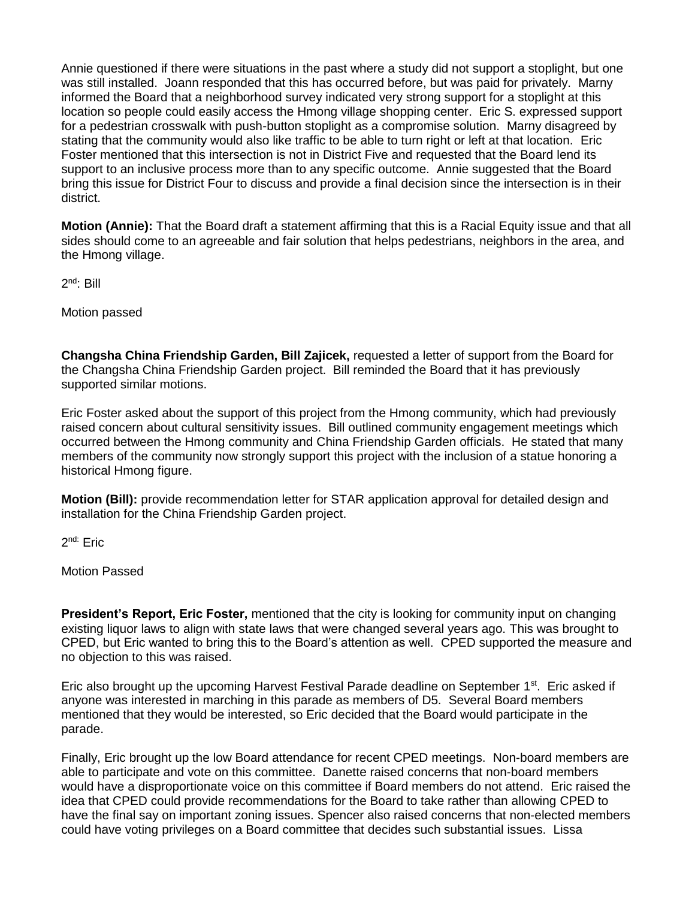Annie questioned if there were situations in the past where a study did not support a stoplight, but one was still installed. Joann responded that this has occurred before, but was paid for privately. Marny informed the Board that a neighborhood survey indicated very strong support for a stoplight at this location so people could easily access the Hmong village shopping center. Eric S. expressed support for a pedestrian crosswalk with push-button stoplight as a compromise solution. Marny disagreed by stating that the community would also like traffic to be able to turn right or left at that location. Eric Foster mentioned that this intersection is not in District Five and requested that the Board lend its support to an inclusive process more than to any specific outcome. Annie suggested that the Board bring this issue for District Four to discuss and provide a final decision since the intersection is in their district.

**Motion (Annie):** That the Board draft a statement affirming that this is a Racial Equity issue and that all sides should come to an agreeable and fair solution that helps pedestrians, neighbors in the area, and the Hmong village.

2nd: Bill

Motion passed

**Changsha China Friendship Garden, Bill Zajicek,** requested a letter of support from the Board for the Changsha China Friendship Garden project. Bill reminded the Board that it has previously supported similar motions.

Eric Foster asked about the support of this project from the Hmong community, which had previously raised concern about cultural sensitivity issues. Bill outlined community engagement meetings which occurred between the Hmong community and China Friendship Garden officials. He stated that many members of the community now strongly support this project with the inclusion of a statue honoring a historical Hmong figure.

**Motion (Bill):** provide recommendation letter for STAR application approval for detailed design and installation for the China Friendship Garden project.

2nd: Eric

Motion Passed

**President's Report, Eric Foster,** mentioned that the city is looking for community input on changing existing liquor laws to align with state laws that were changed several years ago. This was brought to CPED, but Eric wanted to bring this to the Board's attention as well. CPED supported the measure and no objection to this was raised.

Eric also brought up the upcoming Harvest Festival Parade deadline on September 1st. Eric asked if anyone was interested in marching in this parade as members of D5. Several Board members mentioned that they would be interested, so Eric decided that the Board would participate in the parade.

Finally, Eric brought up the low Board attendance for recent CPED meetings. Non-board members are able to participate and vote on this committee. Danette raised concerns that non-board members would have a disproportionate voice on this committee if Board members do not attend. Eric raised the idea that CPED could provide recommendations for the Board to take rather than allowing CPED to have the final say on important zoning issues. Spencer also raised concerns that non-elected members could have voting privileges on a Board committee that decides such substantial issues. Lissa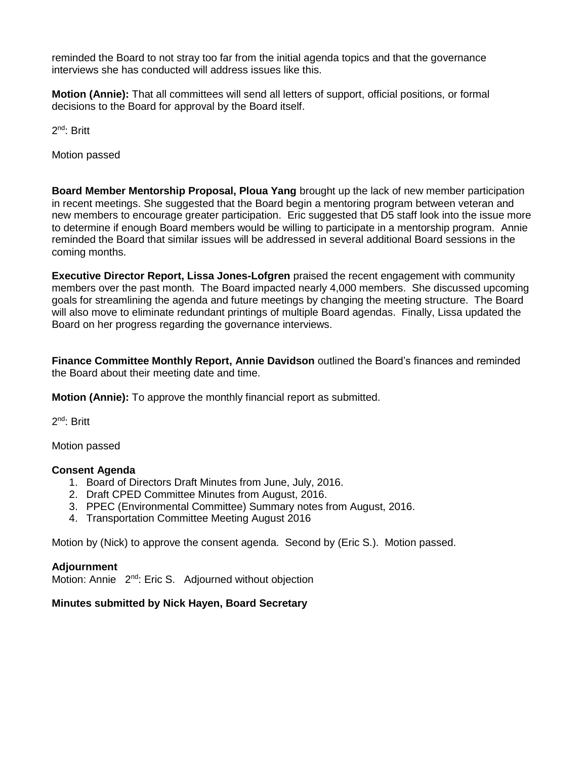reminded the Board to not stray too far from the initial agenda topics and that the governance interviews she has conducted will address issues like this.

**Motion (Annie):** That all committees will send all letters of support, official positions, or formal decisions to the Board for approval by the Board itself.

2nd: Britt

Motion passed

**Board Member Mentorship Proposal, Ploua Yang** brought up the lack of new member participation in recent meetings. She suggested that the Board begin a mentoring program between veteran and new members to encourage greater participation. Eric suggested that D5 staff look into the issue more to determine if enough Board members would be willing to participate in a mentorship program. Annie reminded the Board that similar issues will be addressed in several additional Board sessions in the coming months.

**Executive Director Report, Lissa Jones-Lofgren** praised the recent engagement with community members over the past month. The Board impacted nearly 4,000 members. She discussed upcoming goals for streamlining the agenda and future meetings by changing the meeting structure. The Board will also move to eliminate redundant printings of multiple Board agendas. Finally, Lissa updated the Board on her progress regarding the governance interviews.

**Finance Committee Monthly Report, Annie Davidson** outlined the Board's finances and reminded the Board about their meeting date and time.

**Motion (Annie):** To approve the monthly financial report as submitted.

2nd: Britt

Motion passed

**Consent Agenda**

1. Board of Directors Draft Minutes from June, July, 2016.
2. Draft CPED Committee Minutes from August, 2016.
3. PPEC (Environmental Committee) Summary notes from August, 2016.
4. Transportation Committee Meeting August 2016

Motion by (Nick) to approve the consent agenda. Second by (Eric S.). Motion passed.

**Adjournment**

Motion: Annie 2nd: Eric S. Adjourned without objection

**Minutes submitted by Nick Hayen, Board Secretary**